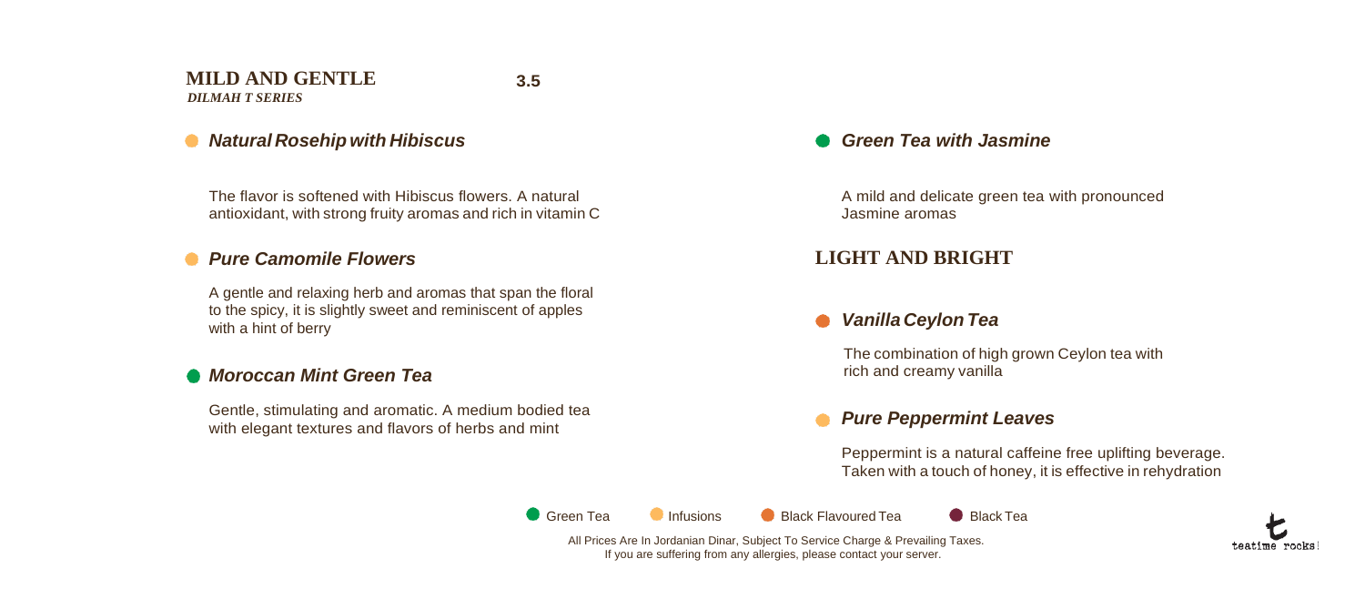## MILD AND GENTLE

3.5

*DILMAH T SERIES*

### *Natural Rosehip with Hibiscus*

The flavor is softened with Hibiscus flowers. A natural antioxidant, with strong fruity aromas and rich in vitamin C

### *Pure Camomile Flowers*

A gentle and relaxing herb and aromas that span the floral to the spicy, it is slightly sweet and reminiscent of apples with a hint of berry

### *Moroccan Mint Green Tea*

Gentle, stimulating and aromatic. A medium bodied tea with elegant textures and flavors of herbs and mint

### *Green Tea with Jasmine*

A mild and delicate green tea with pronounced Jasmine aromas

## LIGHT AND BRIGHT

### *Vanilla Ceylon Tea*

The combination of high grown Ceylon tea with rich and creamy vanilla

### *Pure Peppermint Leaves*

Peppermint is a natural caffeine free uplifting beverage. Taken with a touch of honey, it is effective in rehydration

Green Tea · Infusions · Black Flavoured Tea · Black Tea

All Prices Are In Jordanian Dinar, Subject To Service Charge & Prevailing Taxes.
If you are suffering from any allergies, please contact your server.

teatime rocks!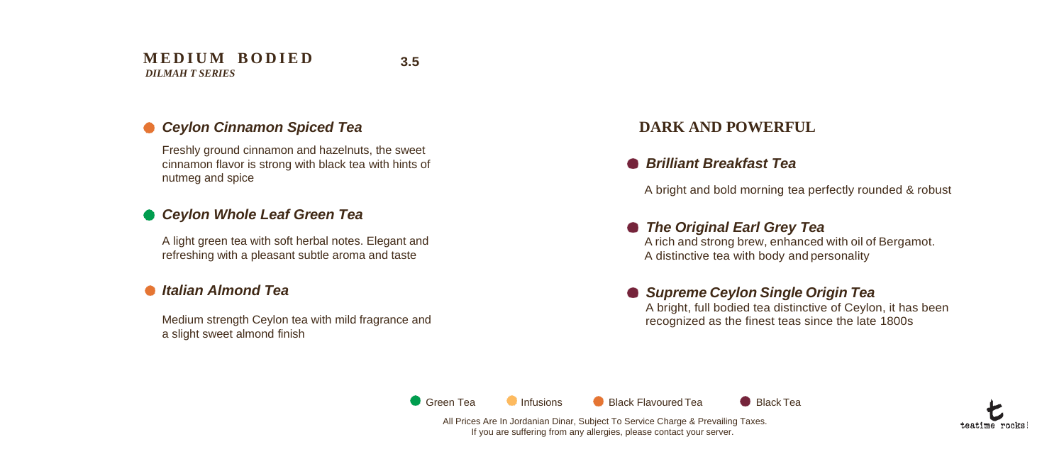## MEDIUM BODIED

***DILMAH T SERIES***

**3.5**

### *Ceylon Cinnamon Spiced Tea*

Freshly ground cinnamon and hazelnuts, the sweet cinnamon flavor is strong with black tea with hints of nutmeg and spice

### *Ceylon Whole Leaf Green Tea*

A light green tea with soft herbal notes. Elegant and refreshing with a pleasant subtle aroma and taste

### *Italian Almond Tea*

Medium strength Ceylon tea with mild fragrance and a slight sweet almond finish

## DARK AND POWERFUL

### *Brilliant Breakfast Tea*

A bright and bold morning tea perfectly rounded & robust

### *The Original Earl Grey Tea*

A rich and strong brew, enhanced with oil of Bergamot. A distinctive tea with body and personality

### *Supreme Ceylon Single Origin Tea*

A bright, full bodied tea distinctive of Ceylon, it has been recognized as the finest teas since the late 1800s

Green Tea | Infusions | Black Flavoured Tea | Black Tea

All Prices Are In Jordanian Dinar, Subject To Service Charge & Prevailing Taxes.
If you are suffering from any allergies, please contact your server.

teatime rocks!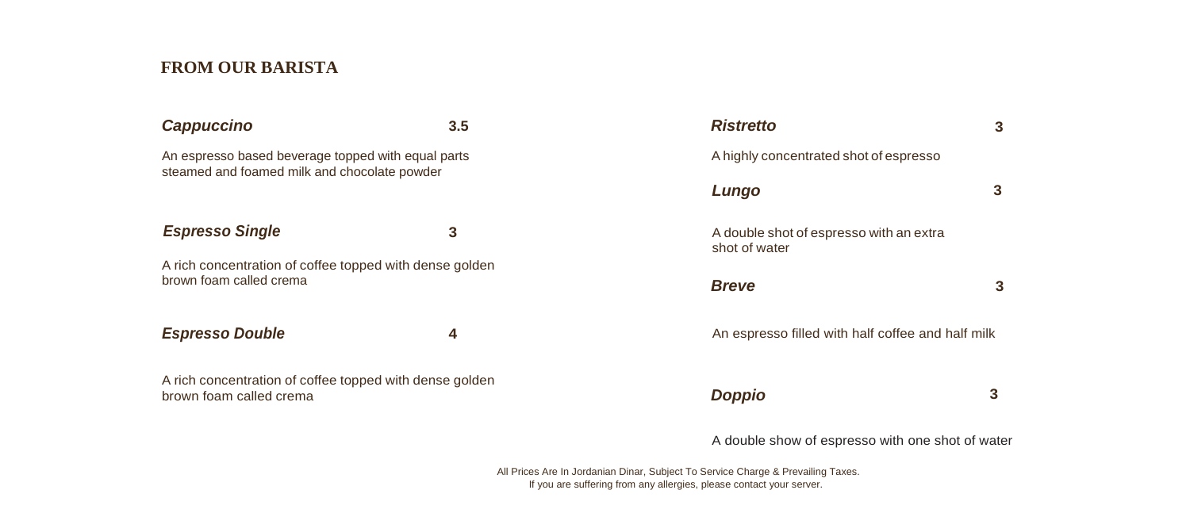## FROM OUR BARISTA

***Cappuccino*** **3.5**

An espresso based beverage topped with equal parts steamed and foamed milk and chocolate powder

***Espresso Single*** **3**

A rich concentration of coffee topped with dense golden brown foam called crema

***Espresso Double*** **4**

A rich concentration of coffee topped with dense golden brown foam called crema

***Ristretto*** **3**

A highly concentrated shot of espresso

***Lungo*** **3**

A double shot of espresso with an extra shot of water

***Breve*** **3**

An espresso filled with half coffee and half milk

***Doppio*** **3**

A double show of espresso with one shot of water

All Prices Are In Jordanian Dinar, Subject To Service Charge & Prevailing Taxes.
If you are suffering from any allergies, please contact your server.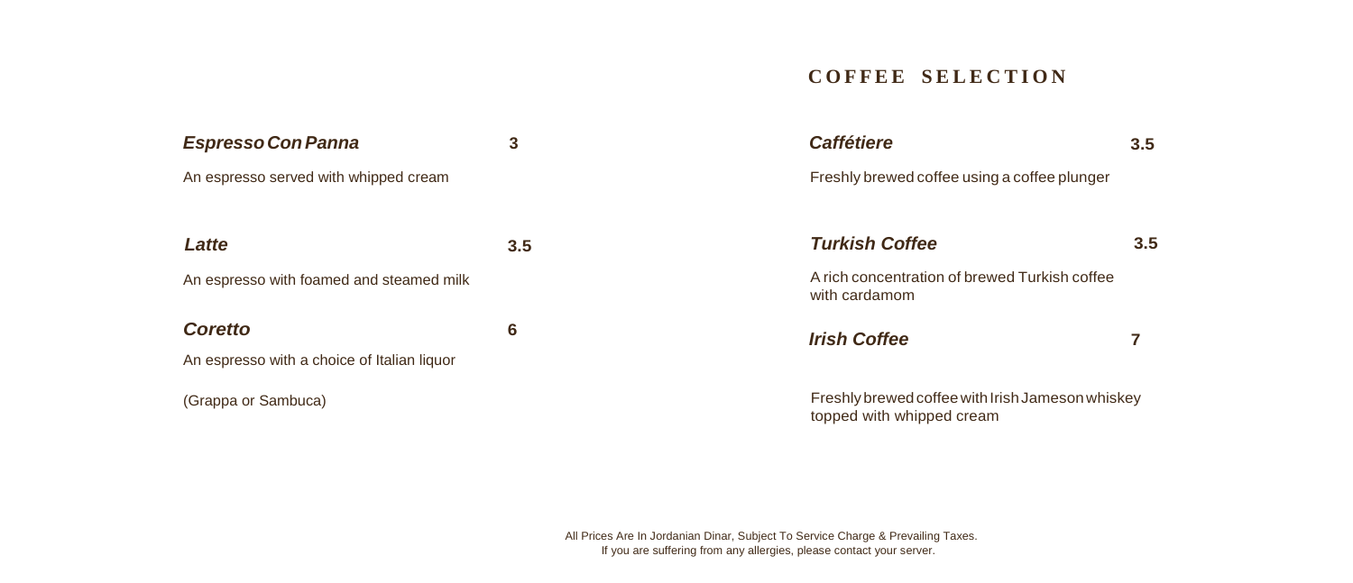## COFFEE SELECTION

***Espresso Con Panna*** **3**

An espresso served with whipped cream

***Latte*** **3.5**

An espresso with foamed and steamed milk

***Coretto*** **6**

An espresso with a choice of Italian liquor

(Grappa or Sambuca)

***Caffétiere*** **3.5**

Freshly brewed coffee using a coffee plunger

***Turkish Coffee*** **3.5**

A rich concentration of brewed Turkish coffee with cardamom

***Irish Coffee*** **7**

Freshly brewed coffee with Irish Jameson whiskey topped with whipped cream

All Prices Are In Jordanian Dinar, Subject To Service Charge & Prevailing Taxes.
If you are suffering from any allergies, please contact your server.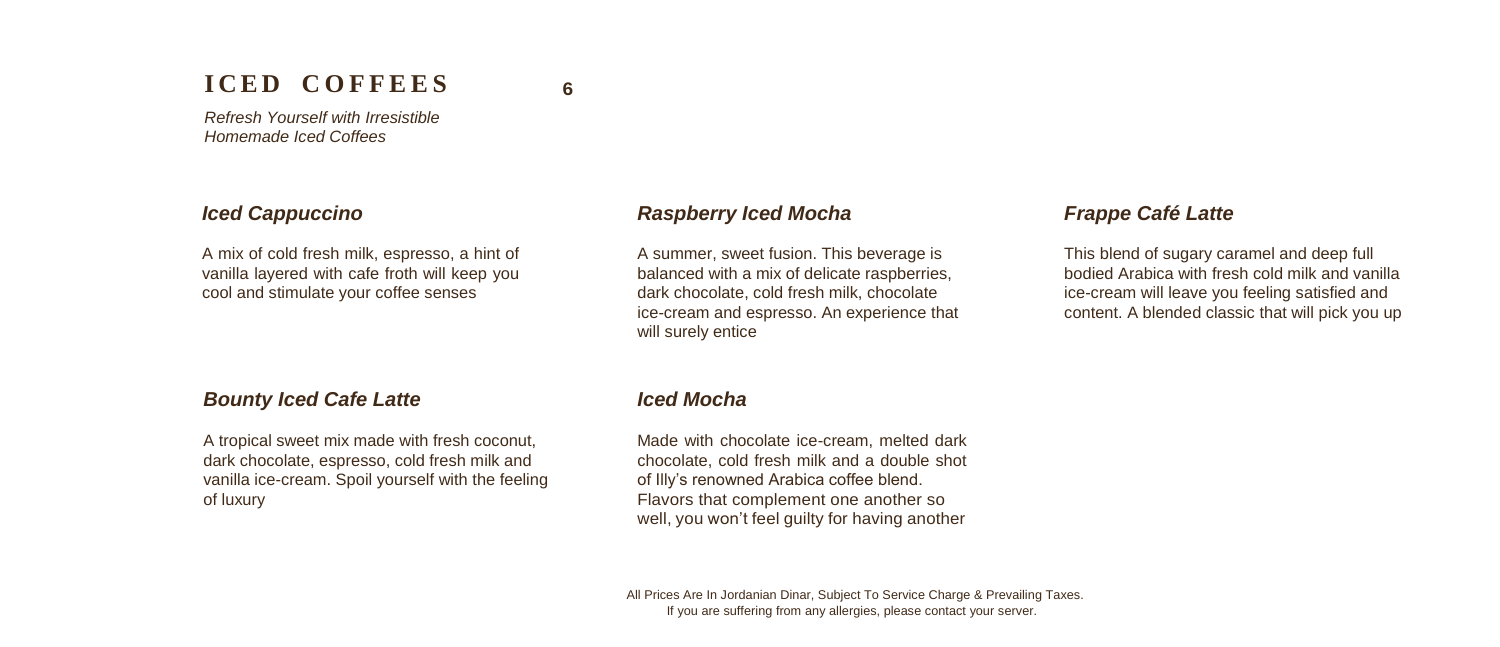# ICED COFFEES 6

*Refresh Yourself with Irresistible Homemade Iced Coffees*

### *Iced Cappuccino*

A mix of cold fresh milk, espresso, a hint of vanilla layered with cafe froth will keep you cool and stimulate your coffee senses

### *Bounty Iced Cafe Latte*

A tropical sweet mix made with fresh coconut, dark chocolate, espresso, cold fresh milk and vanilla ice-cream. Spoil yourself with the feeling of luxury

### *Raspberry Iced Mocha*

A summer, sweet fusion. This beverage is balanced with a mix of delicate raspberries, dark chocolate, cold fresh milk, chocolate ice-cream and espresso. An experience that will surely entice

### *Iced Mocha*

Made with chocolate ice-cream, melted dark chocolate, cold fresh milk and a double shot of Illy's renowned Arabica coffee blend. Flavors that complement one another so well, you won't feel guilty for having another

### *Frappe Café Latte*

This blend of sugary caramel and deep full bodied Arabica with fresh cold milk and vanilla ice-cream will leave you feeling satisfied and content. A blended classic that will pick you up

All Prices Are In Jordanian Dinar, Subject To Service Charge & Prevailing Taxes.
If you are suffering from any allergies, please contact your server.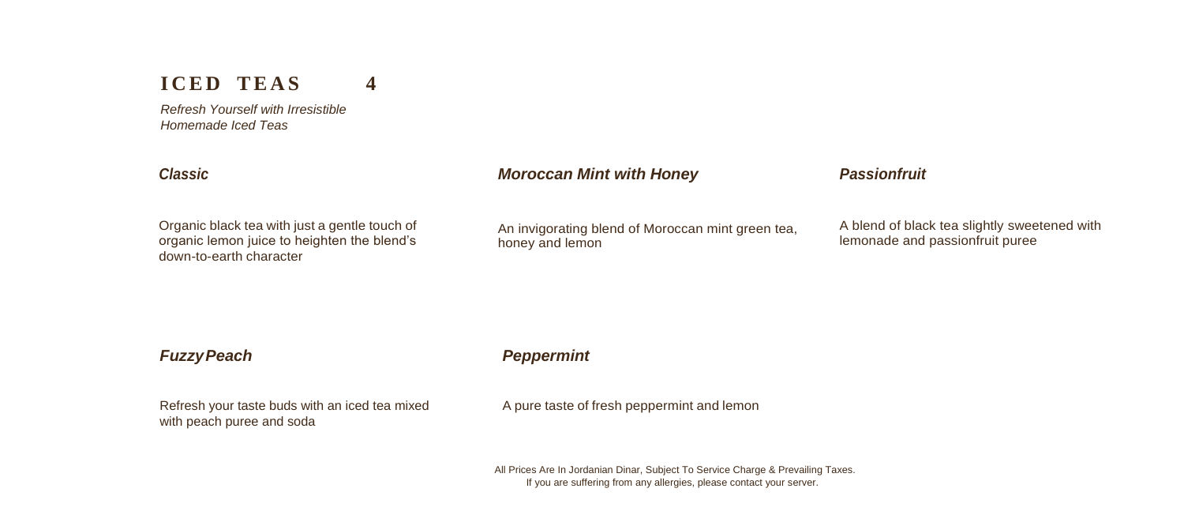# **ICED TEAS 4**

*Refresh Yourself with Irresistible Homemade Iced Teas*

### *Classic*

Organic black tea with just a gentle touch of organic lemon juice to heighten the blend's down-to-earth character

### *Moroccan Mint with Honey*

An invigorating blend of Moroccan mint green tea, honey and lemon

### *Passionfruit*

A blend of black tea slightly sweetened with lemonade and passionfruit puree

### *FuzzyPeach*

Refresh your taste buds with an iced tea mixed with peach puree and soda

### *Peppermint*

A pure taste of fresh peppermint and lemon

All Prices Are In Jordanian Dinar, Subject To Service Charge & Prevailing Taxes.
If you are suffering from any allergies, please contact your server.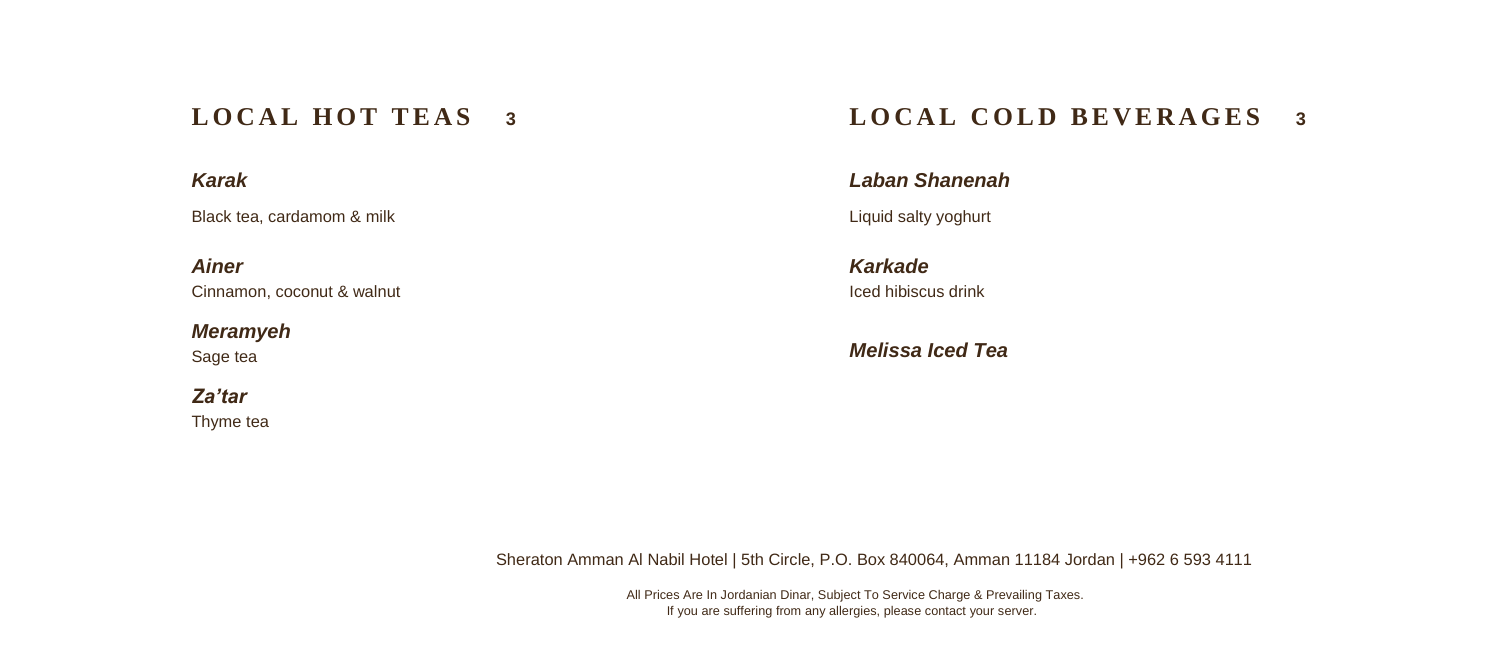## LOCAL HOT TEAS 3

***Karak***

Black tea, cardamom & milk

***Ainer***

Cinnamon, coconut & walnut

***Meramyeh***

Sage tea

***Za'tar***

Thyme tea

## LOCAL COLD BEVERAGES 3

***Laban Shanenah***

Liquid salty yoghurt

***Karkade***

Iced hibiscus drink

***Melissa Iced Tea***

Sheraton Amman Al Nabil Hotel | 5th Circle, P.O. Box 840064, Amman 11184 Jordan | +962 6 593 4111

All Prices Are In Jordanian Dinar, Subject To Service Charge & Prevailing Taxes.
If you are suffering from any allergies, please contact your server.